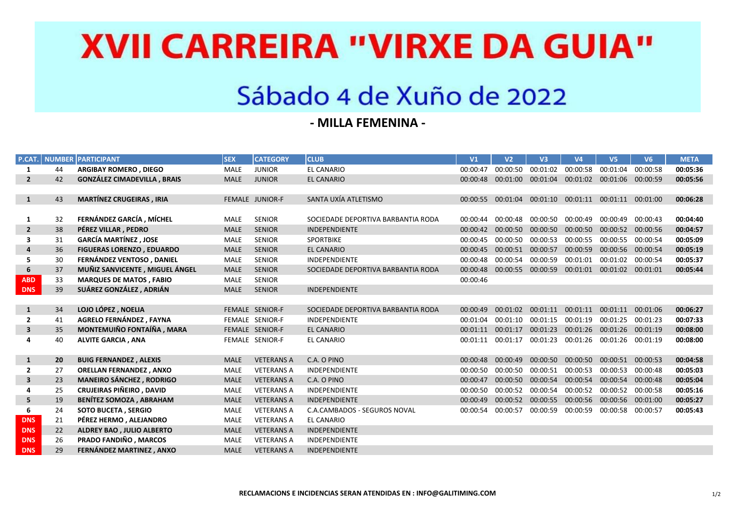# XVII CARREIRA "VIRXE DA GUIA"

## Sábado 4 de Xuño de 2022

### - MILLA FEMENINA -

| P.CAT. | NUMBER | PARTICIPANT | SEX | CATEGORY | CLUB | V1 | V2 | V3 | V4 | V5 | V6 | META |
|---|---|---|---|---|---|---|---|---|---|---|---|---|
| 1 | 44 | **ARGIBAY ROMERO , DIEGO** | MALE | JUNIOR | EL CANARIO | 00:00:47 | 00:00:50 | 00:01:02 | 00:00:58 | 00:01:04 | 00:00:58 | **00:05:36** |
| 2 | 42 | **GONZÁLEZ CIMADEVILLA , BRAIS** | MALE | JUNIOR | EL CANARIO | 00:00:48 | 00:01:00 | 00:01:04 | 00:01:02 | 00:01:06 | 00:00:59 | **00:05:56** |
| | | | | | | | | | | | | |
| 1 | 43 | **MARTÍNEZ CRUGEIRAS , IRIA** | FEMALE | JUNIOR-F | SANTA UXÍA ATLETISMO | 00:00:55 | 00:01:04 | 00:01:10 | 00:01:11 | 00:01:11 | 00:01:00 | **00:06:28** |
| | | | | | | | | | | | | |
| 1 | 32 | **FERNÁNDEZ GARCÍA , MÍCHEL** | MALE | SENIOR | SOCIEDADE DEPORTIVA BARBANTIA RODA | 00:00:44 | 00:00:48 | 00:00:50 | 00:00:49 | 00:00:49 | 00:00:43 | **00:04:40** |
| 2 | 38 | **PÉREZ VILLAR , PEDRO** | MALE | SENIOR | INDEPENDIENTE | 00:00:42 | 00:00:50 | 00:00:50 | 00:00:50 | 00:00:52 | 00:00:56 | **00:04:57** |
| 3 | 31 | **GARCÍA MARTÍNEZ , JOSE** | MALE | SENIOR | SPORTBIKE | 00:00:45 | 00:00:50 | 00:00:53 | 00:00:55 | 00:00:55 | 00:00:54 | **00:05:09** |
| 4 | 36 | **FIGUERAS LORENZO , EDUARDO** | MALE | SENIOR | EL CANARIO | 00:00:45 | 00:00:51 | 00:00:57 | 00:00:59 | 00:00:56 | 00:00:54 | **00:05:19** |
| 5 | 30 | **FERNÁNDEZ VENTOSO , DANIEL** | MALE | SENIOR | INDEPENDIENTE | 00:00:48 | 00:00:54 | 00:00:59 | 00:01:01 | 00:01:02 | 00:00:54 | **00:05:37** |
| 6 | 37 | **MUÑIZ SANVICENTE , MIGUEL ÁNGEL** | MALE | SENIOR | SOCIEDADE DEPORTIVA BARBANTIA RODA | 00:00:48 | 00:00:55 | 00:00:59 | 00:01:01 | 00:01:02 | 00:01:01 | **00:05:44** |
| ABD | 33 | **MARQUES DE MATOS , FABIO** | MALE | SENIOR | | 00:00:46 | | | | | | |
| DNS | 39 | **SUÁREZ GONZÁLEZ , ADRIÁN** | MALE | SENIOR | INDEPENDIENTE | | | | | | | |
| | | | | | | | | | | | | |
| 1 | 34 | **LOJO LÓPEZ , NOELIA** | FEMALE | SENIOR-F | SOCIEDADE DEPORTIVA BARBANTIA RODA | 00:00:49 | 00:01:02 | 00:01:11 | 00:01:11 | 00:01:11 | 00:01:06 | **00:06:27** |
| 2 | 41 | **AGRELO FERNÁNDEZ , FAYNA** | FEMALE | SENIOR-F | INDEPENDIENTE | 00:01:04 | 00:01:10 | 00:01:15 | 00:01:19 | 00:01:25 | 00:01:23 | **00:07:33** |
| 3 | 35 | **MONTEMUIÑO FONTAÍÑA , MARA** | FEMALE | SENIOR-F | EL CANARIO | 00:01:11 | 00:01:17 | 00:01:23 | 00:01:26 | 00:01:26 | 00:01:19 | **00:08:00** |
| 4 | 40 | **ALVITE GARCIA , ANA** | FEMALE | SENIOR-F | EL CANARIO | 00:01:11 | 00:01:17 | 00:01:23 | 00:01:26 | 00:01:26 | 00:01:19 | **00:08:00** |
| | | | | | | | | | | | | |
| 1 | 20 | **BUIG FERNANDEZ , ALEXIS** | MALE | VETERANS A | C.A. O PINO | 00:00:48 | 00:00:49 | 00:00:50 | 00:00:50 | 00:00:51 | 00:00:53 | **00:04:58** |
| 2 | 27 | **ORELLAN FERNANDEZ , ANXO** | MALE | VETERANS A | INDEPENDIENTE | 00:00:50 | 00:00:50 | 00:00:51 | 00:00:53 | 00:00:53 | 00:00:48 | **00:05:03** |
| 3 | 23 | **MANEIRO SÁNCHEZ , RODRIGO** | MALE | VETERANS A | C.A. O PINO | 00:00:47 | 00:00:50 | 00:00:54 | 00:00:54 | 00:00:54 | 00:00:48 | **00:05:04** |
| 4 | 25 | **CRUJEIRAS PIÑEIRO , DAVID** | MALE | VETERANS A | INDEPENDIENTE | 00:00:50 | 00:00:52 | 00:00:54 | 00:00:52 | 00:00:52 | 00:00:58 | **00:05:16** |
| 5 | 19 | **BENÍTEZ SOMOZA , ABRAHAM** | MALE | VETERANS A | INDEPENDIENTE | 00:00:49 | 00:00:52 | 00:00:55 | 00:00:56 | 00:00:56 | 00:01:00 | **00:05:27** |
| 6 | 24 | **SOTO BUCETA , SERGIO** | MALE | VETERANS A | C.A.CAMBADOS - SEGUROS NOVAL | 00:00:54 | 00:00:57 | 00:00:59 | 00:00:59 | 00:00:58 | 00:00:57 | **00:05:43** |
| DNS | 21 | **PÉREZ HERMO , ALEJANDRO** | MALE | VETERANS A | EL CANARIO | | | | | | | |
| DNS | 22 | **ALDREY BAO , JULIO ALBERTO** | MALE | VETERANS A | INDEPENDIENTE | | | | | | | |
| DNS | 26 | **PRADO FANDIÑO , MARCOS** | MALE | VETERANS A | INDEPENDIENTE | | | | | | | |
| DNS | 29 | **FERNÁNDEZ MARTINEZ , ANXO** | MALE | VETERANS A | INDEPENDIENTE | | | | | | | |

**RECLAMACIONS E INCIDENCIAS SERAN ATENDIDAS EN : INFO@GALITIMING.COM**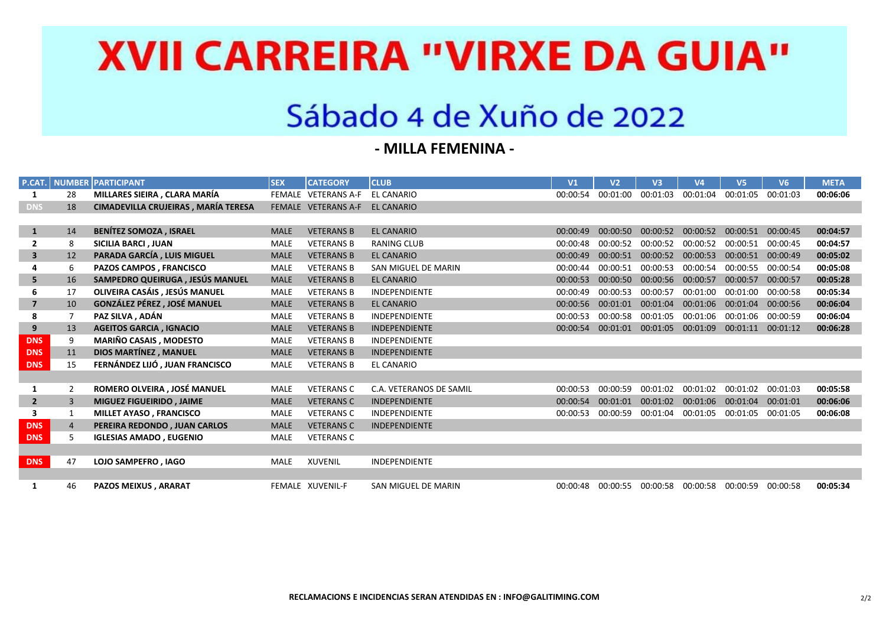# XVII CARREIRA "VIRXE DA GUIA"

## Sábado 4 de Xuño de 2022

### - MILLA FEMENINA -

| P.CAT. | NUMBER | PARTICIPANT | SEX | CATEGORY | CLUB | V1 | V2 | V3 | V4 | V5 | V6 | META |
|---|---|---|---|---|---|---|---|---|---|---|---|---|
| 1 | 28 | **MILLARES SIEIRA , CLARA MARÍA** | FEMALE | VETERANS A-F | EL CANARIO | 00:00:54 | 00:01:00 | 00:01:03 | 00:01:04 | 00:01:05 | 00:01:03 | **00:06:06** |
| DNS | 18 | **CIMADEVILLA CRUJEIRAS , MARÍA TERESA** | FEMALE | VETERANS A-F | EL CANARIO | | | | | | | |
| | | | | | | | | | | | | |
| 1 | 14 | **BENÍTEZ SOMOZA , ISRAEL** | MALE | VETERANS B | EL CANARIO | 00:00:49 | 00:00:50 | 00:00:52 | 00:00:52 | 00:00:51 | 00:00:45 | **00:04:57** |
| 2 | 8 | **SICILIA BARCI , JUAN** | MALE | VETERANS B | RANING CLUB | 00:00:48 | 00:00:52 | 00:00:52 | 00:00:52 | 00:00:51 | 00:00:45 | **00:04:57** |
| 3 | 12 | **PARADA GARCÍA , LUIS MIGUEL** | MALE | VETERANS B | EL CANARIO | 00:00:49 | 00:00:51 | 00:00:52 | 00:00:53 | 00:00:51 | 00:00:49 | **00:05:02** |
| 4 | 6 | **PAZOS CAMPOS , FRANCISCO** | MALE | VETERANS B | SAN MIGUEL DE MARIN | 00:00:44 | 00:00:51 | 00:00:53 | 00:00:54 | 00:00:55 | 00:00:54 | **00:05:08** |
| 5 | 16 | **SAMPEDRO QUEIRUGA , JESÚS MANUEL** | MALE | VETERANS B | EL CANARIO | 00:00:53 | 00:00:50 | 00:00:56 | 00:00:57 | 00:00:57 | 00:00:57 | **00:05:28** |
| 6 | 17 | **OLIVEIRA CASÁIS , JESÚS MANUEL** | MALE | VETERANS B | INDEPENDIENTE | 00:00:49 | 00:00:53 | 00:00:57 | 00:01:00 | 00:01:00 | 00:00:58 | **00:05:34** |
| 7 | 10 | **GONZÁLEZ PÉREZ , JOSÉ MANUEL** | MALE | VETERANS B | EL CANARIO | 00:00:56 | 00:01:01 | 00:01:04 | 00:01:06 | 00:01:04 | 00:00:56 | **00:06:04** |
| 8 | 7 | **PAZ SILVA , ADÁN** | MALE | VETERANS B | INDEPENDIENTE | 00:00:53 | 00:00:58 | 00:01:05 | 00:01:06 | 00:01:06 | 00:00:59 | **00:06:04** |
| 9 | 13 | **AGEITOS GARCIA , IGNACIO** | MALE | VETERANS B | INDEPENDIENTE | 00:00:54 | 00:01:01 | 00:01:05 | 00:01:09 | 00:01:11 | 00:01:12 | **00:06:28** |
| DNS | 9 | **MARIÑO CASAIS , MODESTO** | MALE | VETERANS B | INDEPENDIENTE | | | | | | | |
| DNS | 11 | **DIOS MARTÍNEZ , MANUEL** | MALE | VETERANS B | INDEPENDIENTE | | | | | | | |
| DNS | 15 | **FERNÁNDEZ LIJÓ , JUAN FRANCISCO** | MALE | VETERANS B | EL CANARIO | | | | | | | |
| | | | | | | | | | | | | |
| 1 | 2 | **ROMERO OLVEIRA , JOSÉ MANUEL** | MALE | VETERANS C | C.A. VETERANOS DE SAMIL | 00:00:53 | 00:00:59 | 00:01:02 | 00:01:02 | 00:01:02 | 00:01:03 | **00:05:58** |
| 2 | 3 | **MIGUEZ FIGUEIRIDO , JAIME** | MALE | VETERANS C | INDEPENDIENTE | 00:00:54 | 00:01:01 | 00:01:02 | 00:01:06 | 00:01:04 | 00:01:01 | **00:06:06** |
| 3 | 1 | **MILLET AYASO , FRANCISCO** | MALE | VETERANS C | INDEPENDIENTE | 00:00:53 | 00:00:59 | 00:01:04 | 00:01:05 | 00:01:05 | 00:01:05 | **00:06:08** |
| DNS | 4 | **PEREIRA REDONDO , JUAN CARLOS** | MALE | VETERANS C | INDEPENDIENTE | | | | | | | |
| DNS | 5 | **IGLESIAS AMADO , EUGENIO** | MALE | VETERANS C | | | | | | | | |
| | | | | | | | | | | | | |
| DNS | 47 | **LOJO SAMPEFRO , IAGO** | MALE | XUVENIL | INDEPENDIENTE | | | | | | | |
| | | | | | | | | | | | | |
| 1 | 46 | **PAZOS MEIXUS , ARARAT** | FEMALE | XUVENIL-F | SAN MIGUEL DE MARIN | 00:00:48 | 00:00:55 | 00:00:58 | 00:00:58 | 00:00:59 | 00:00:58 | **00:05:34** |

**RECLAMACIONS E INCIDENCIAS SERAN ATENDIDAS EN : INFO@GALITIMING.COM**